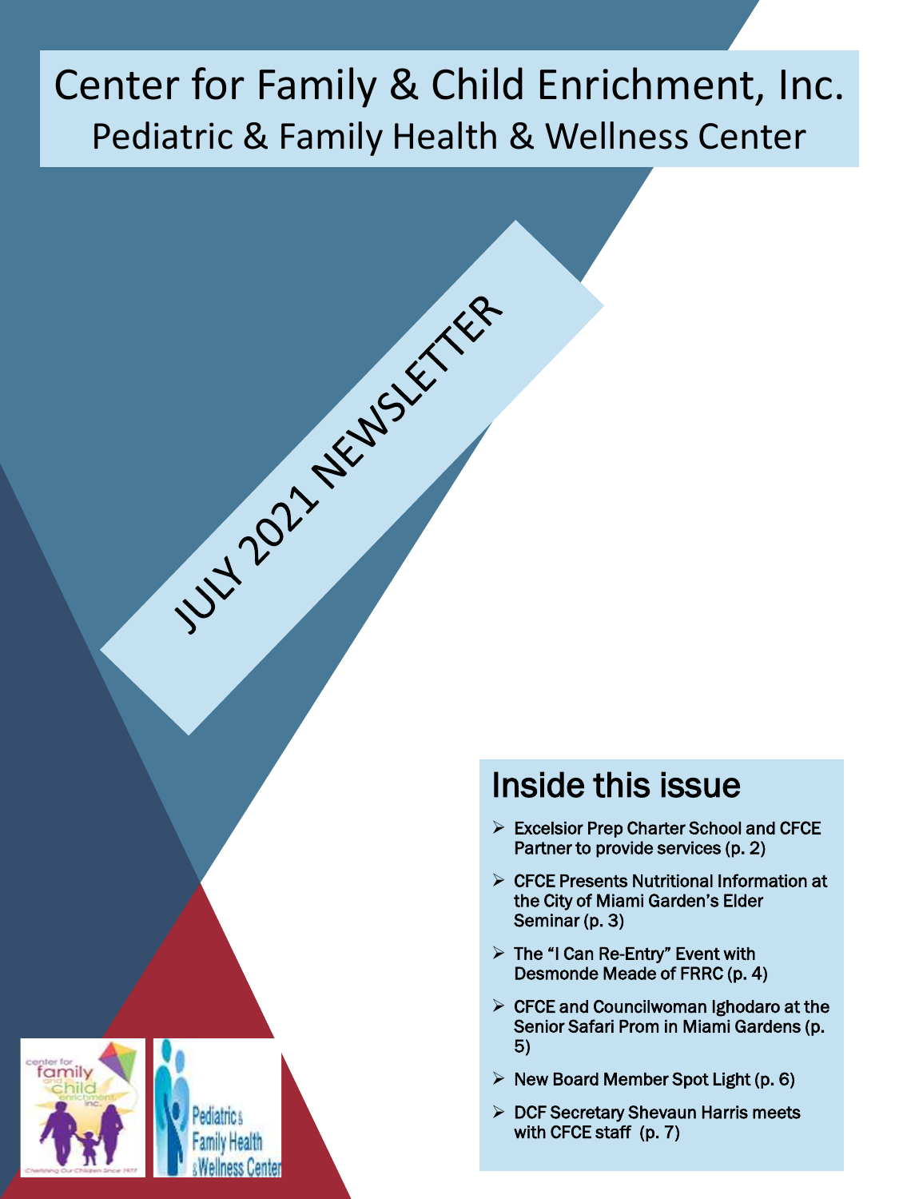# Center for Family & Child Enrichment, Inc.

## Pediatric & Family Health & Wellness Center

JULY 2021 NEWSLETTER

## Inside this issue

- Excelsior Prep Charter School and CFCE Partner to provide services (p. 2)
- CFCE Presents Nutritional Information at the City of Miami Garden's Elder Seminar (p. 3)
- The "I Can Re-Entry" Event with Desmonde Meade of FRRC (p. 4)
- CFCE and Councilwoman Ighodaro at the Senior Safari Prom in Miami Gardens (p. 5)
- New Board Member Spot Light (p. 6)
- DCF Secretary Shevaun Harris meets with CFCE staff (p. 7)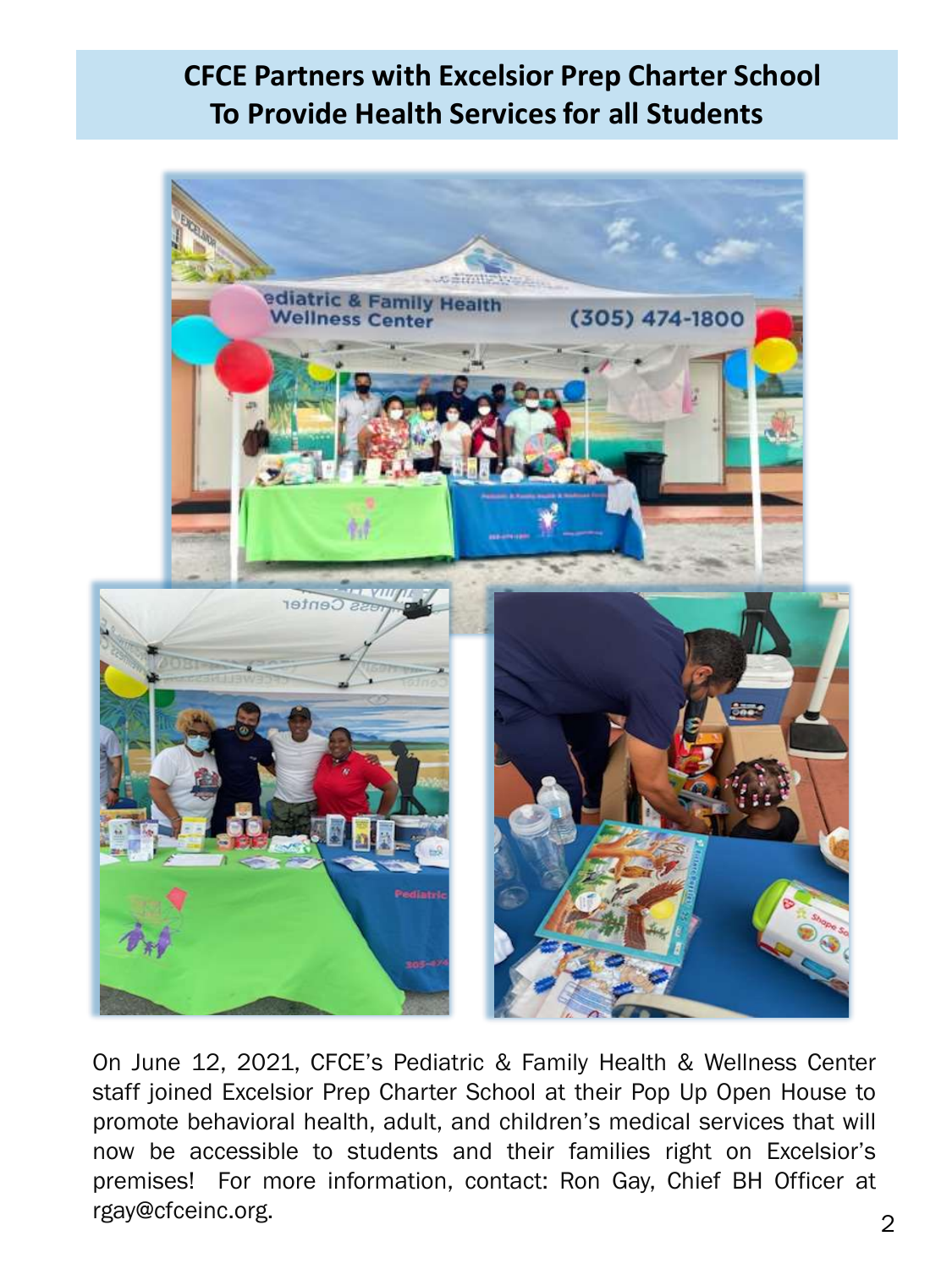## CFCE Partners with Excelsior Prep Charter School To Provide Health Services for all Students

On June 12, 2021, CFCE's Pediatric & Family Health & Wellness Center staff joined Excelsior Prep Charter School at their Pop Up Open House to promote behavioral health, adult, and children's medical services that will now be accessible to students and their families right on Excelsior's premises! For more information, contact: Ron Gay, Chief BH Officer at rgay@cfceinc.org.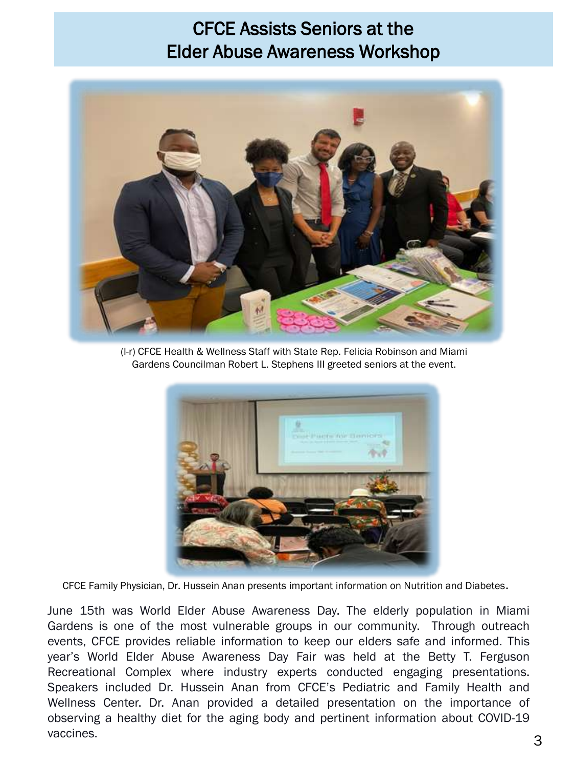# CFCE Assists Seniors at the Elder Abuse Awareness Workshop

(l-r) CFCE Health & Wellness Staff with State Rep. Felicia Robinson and Miami Gardens Councilman Robert L. Stephens III greeted seniors at the event.

CFCE Family Physician, Dr. Hussein Anan presents important information on Nutrition and Diabetes.

June 15th was World Elder Abuse Awareness Day. The elderly population in Miami Gardens is one of the most vulnerable groups in our community. Through outreach events, CFCE provides reliable information to keep our elders safe and informed. This year's World Elder Abuse Awareness Day Fair was held at the Betty T. Ferguson Recreational Complex where industry experts conducted engaging presentations. Speakers included Dr. Hussein Anan from CFCE's Pediatric and Family Health and Wellness Center. Dr. Anan provided a detailed presentation on the importance of observing a healthy diet for the aging body and pertinent information about COVID-19 vaccines.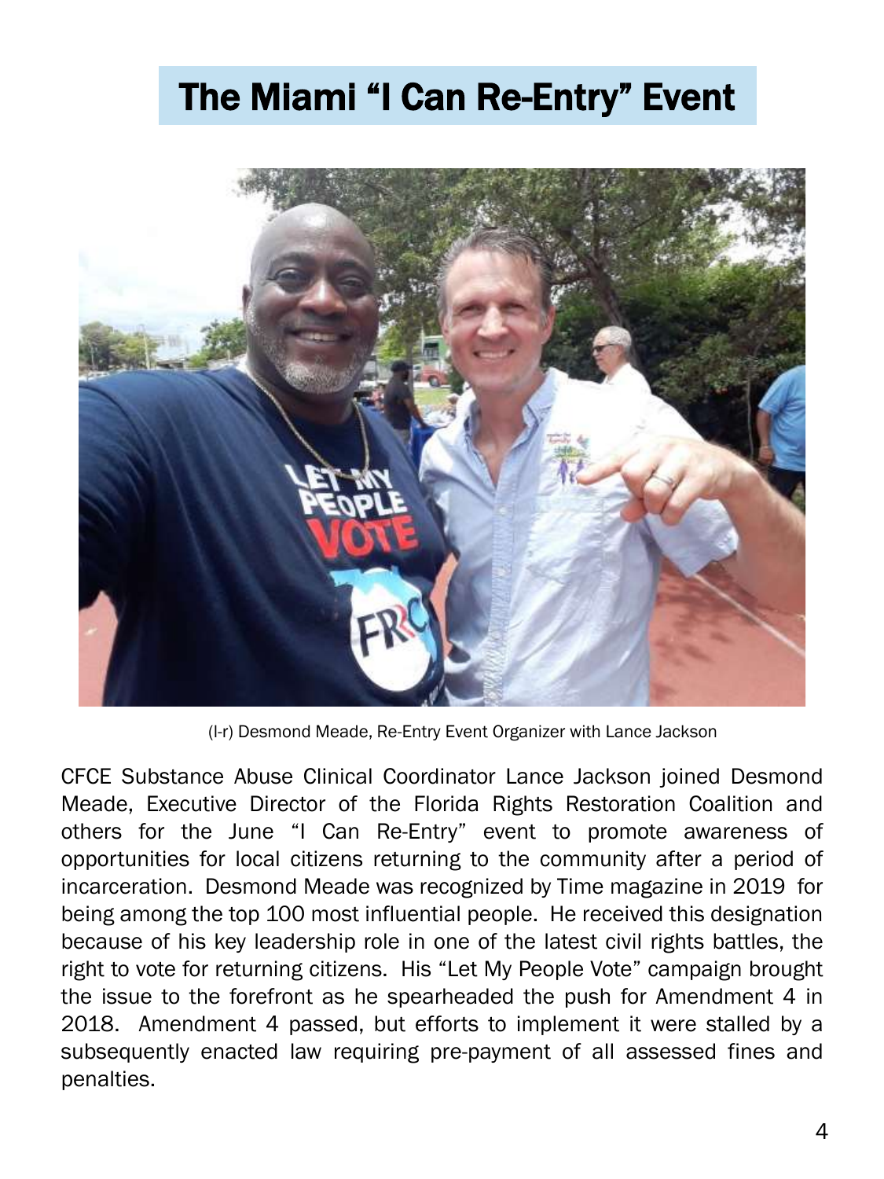# The Miami "I Can Re-Entry" Event

(l-r) Desmond Meade, Re-Entry Event Organizer with Lance Jackson

CFCE Substance Abuse Clinical Coordinator Lance Jackson joined Desmond Meade, Executive Director of the Florida Rights Restoration Coalition and others for the June "I Can Re-Entry" event to promote awareness of opportunities for local citizens returning to the community after a period of incarceration. Desmond Meade was recognized by Time magazine in 2019 for being among the top 100 most influential people. He received this designation because of his key leadership role in one of the latest civil rights battles, the right to vote for returning citizens. His "Let My People Vote" campaign brought the issue to the forefront as he spearheaded the push for Amendment 4 in 2018. Amendment 4 passed, but efforts to implement it were stalled by a subsequently enacted law requiring pre-payment of all assessed fines and penalties.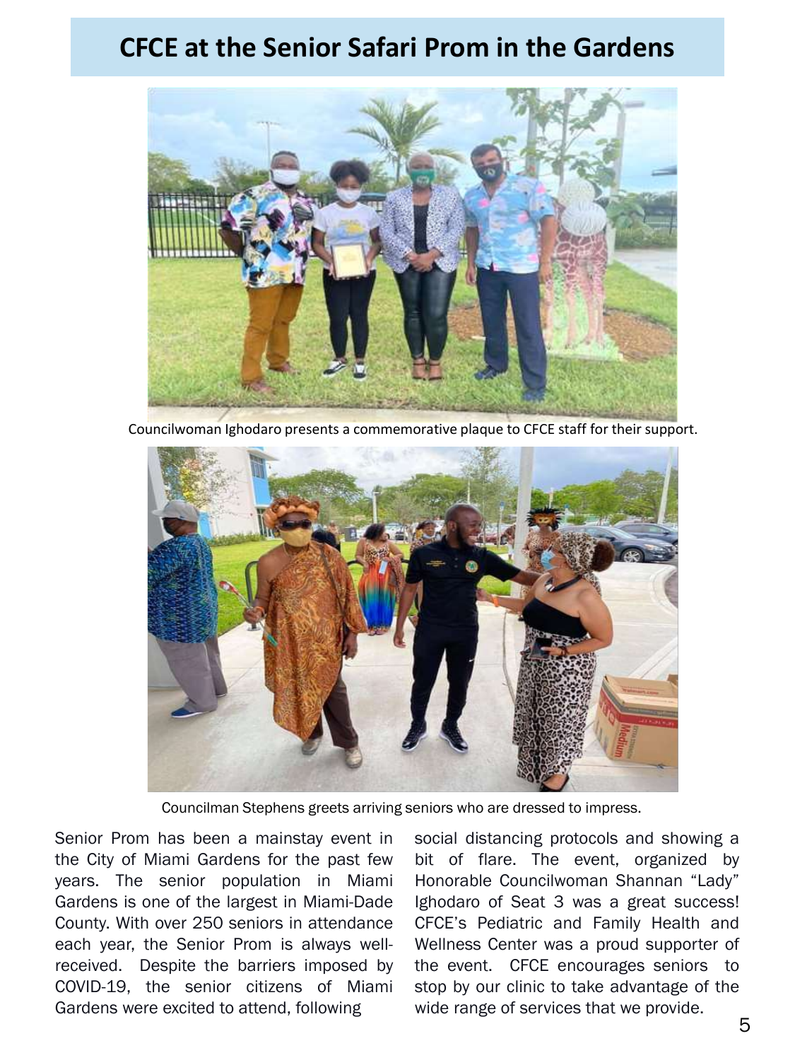# CFCE at the Senior Safari Prom in the Gardens

Councilwoman Ighodaro presents a commemorative plaque to CFCE staff for their support.

Councilman Stephens greets arriving seniors who are dressed to impress.

Senior Prom has been a mainstay event in the City of Miami Gardens for the past few years. The senior population in Miami Gardens is one of the largest in Miami-Dade County. With over 250 seniors in attendance each year, the Senior Prom is always well-received. Despite the barriers imposed by COVID-19, the senior citizens of Miami Gardens were excited to attend, following social distancing protocols and showing a bit of flare. The event, organized by Honorable Councilwoman Shannan "Lady" Ighodaro of Seat 3 was a great success! CFCE's Pediatric and Family Health and Wellness Center was a proud supporter of the event. CFCE encourages seniors to stop by our clinic to take advantage of the wide range of services that we provide.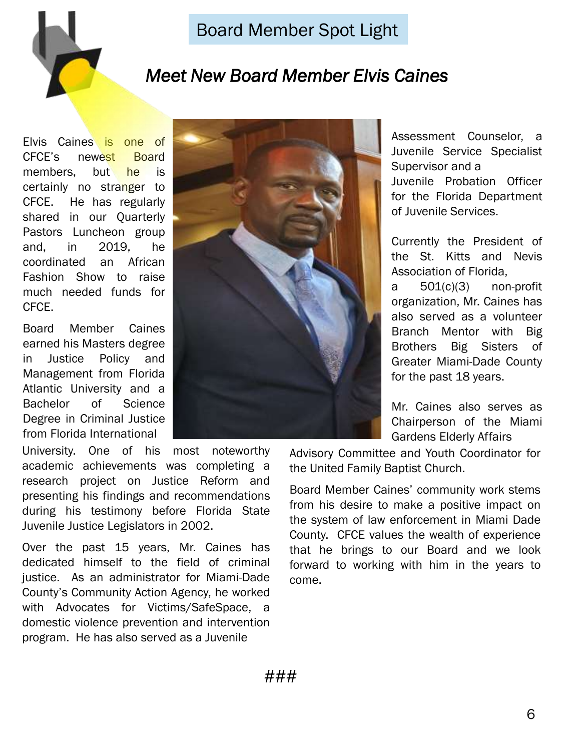## Board Member Spot Light

### *Meet New Board Member Elvis Caines*

Elvis Caines is one of CFCE's newest Board members, but he is certainly no stranger to CFCE. He has regularly shared in our Quarterly Pastors Luncheon group and, in 2019, he coordinated an African Fashion Show to raise much needed funds for CFCE.

Board Member Caines earned his Masters degree in Justice Policy and Management from Florida Atlantic University and a Bachelor of Science Degree in Criminal Justice from Florida International University. One of his most noteworthy academic achievements was completing a research project on Justice Reform and presenting his findings and recommendations during his testimony before Florida State Juvenile Justice Legislators in 2002.

Over the past 15 years, Mr. Caines has dedicated himself to the field of criminal justice. As an administrator for Miami-Dade County's Community Action Agency, he worked with Advocates for Victims/SafeSpace, a domestic violence prevention and intervention program. He has also served as a Juvenile Assessment Counselor, a Juvenile Service Specialist Supervisor and a Juvenile Probation Officer for the Florida Department of Juvenile Services.

Currently the President of the St. Kitts and Nevis Association of Florida, a 501(c)(3) non-profit organization, Mr. Caines has also served as a volunteer Branch Mentor with Big Brothers Big Sisters of Greater Miami-Dade County for the past 18 years.

Mr. Caines also serves as Chairperson of the Miami Gardens Elderly Affairs Advisory Committee and Youth Coordinator for the United Family Baptist Church.

Board Member Caines' community work stems from his desire to make a positive impact on the system of law enforcement in Miami Dade County. CFCE values the wealth of experience that he brings to our Board and we look forward to working with him in the years to come.

###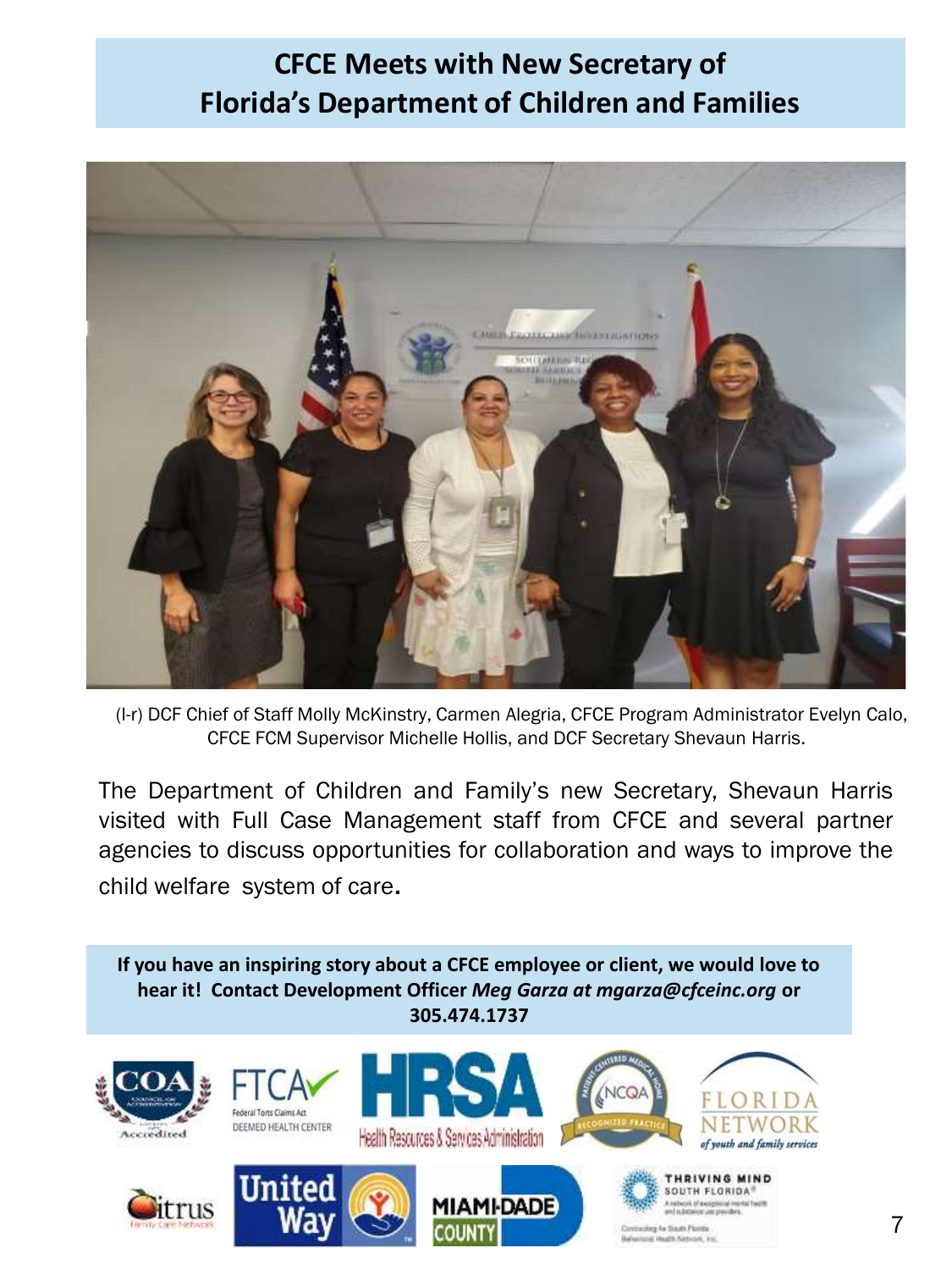## CFCE Meets with New Secretary of Florida's Department of Children and Families

(l-r) DCF Chief of Staff Molly McKinstry, Carmen Alegria, CFCE Program Administrator Evelyn Calo, CFCE FCM Supervisor Michelle Hollis, and DCF Secretary Shevaun Harris.

The Department of Children and Family's new Secretary, Shevaun Harris visited with Full Case Management staff from CFCE and several partner agencies to discuss opportunities for collaboration and ways to improve the child welfare system of care.

**If you have an inspiring story about a CFCE employee or client, we would love to hear it! Contact Development Officer *Meg Garza at mgarza@cfceinc.org* or 305.474.1737**